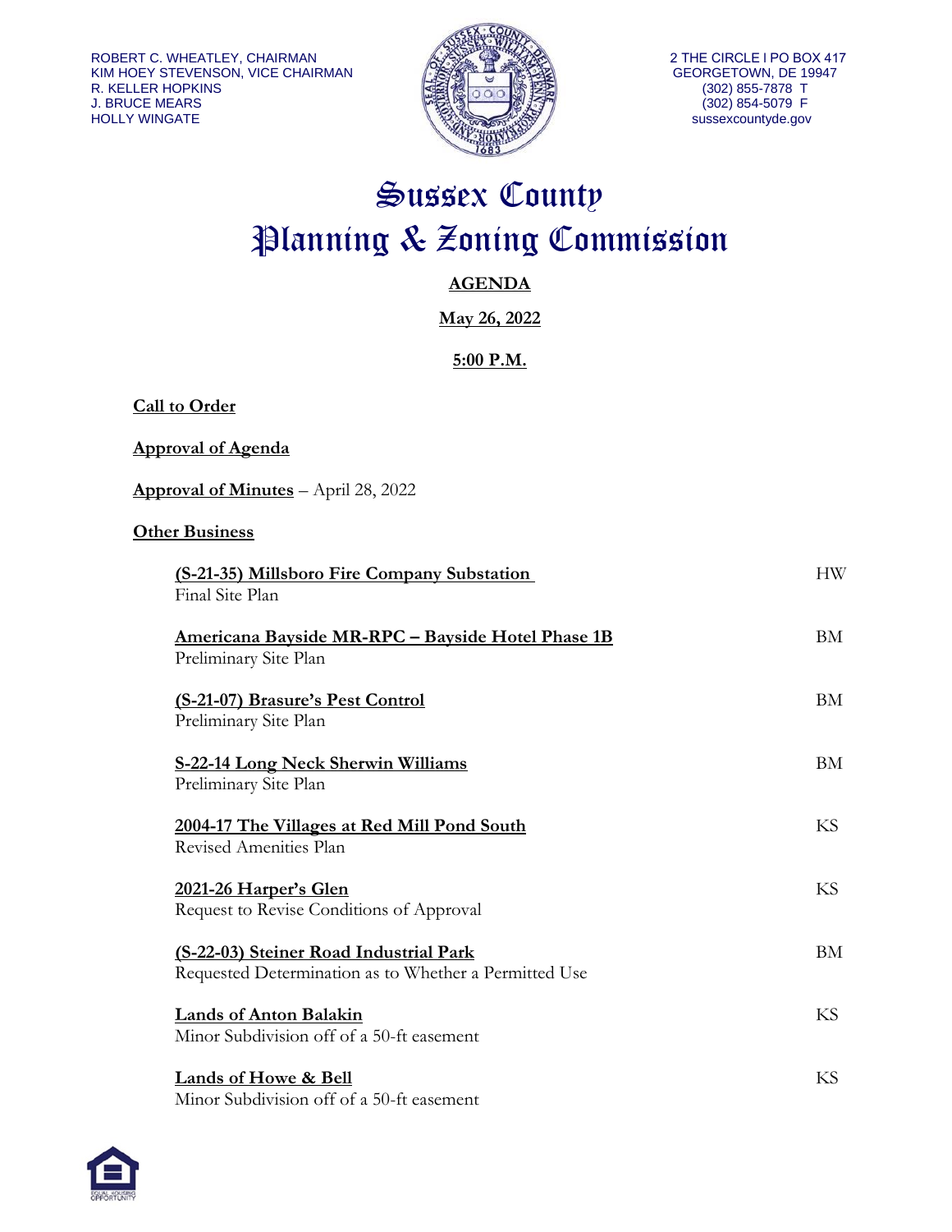ROBERT C. WHEATLEY, CHAIRMAN
KIM HOEY STEVENSON, VICE CHAIRMAN
R. KELLER HOPKINS
J. BRUCE MEARS
HOLLY WINGATE

2 THE CIRCLE | PO BOX 417
GEORGETOWN, DE 19947
(302) 855-7878 T
(302) 854-5079 F
sussexcountyde.gov

# Sussex County Planning & Zoning Commission

## AGENDA

**May 26, 2022**

**5:00 P.M.**

**Call to Order**

**Approval of Agenda**

**Approval of Minutes** – April 28, 2022

**Other Business**

**(S-21-35) Millsboro Fire Company Substation** — HW
Final Site Plan

**Americana Bayside MR-RPC – Bayside Hotel Phase 1B** — BM
Preliminary Site Plan

**(S-21-07) Brasure's Pest Control** — BM
Preliminary Site Plan

**S-22-14 Long Neck Sherwin Williams** — BM
Preliminary Site Plan

**2004-17 The Villages at Red Mill Pond South** — KS
Revised Amenities Plan

**2021-26 Harper's Glen** — KS
Request to Revise Conditions of Approval

**(S-22-03) Steiner Road Industrial Park** — BM
Requested Determination as to Whether a Permitted Use

**Lands of Anton Balakin** — KS
Minor Subdivision off of a 50-ft easement

**Lands of Howe & Bell** — KS
Minor Subdivision off of a 50-ft easement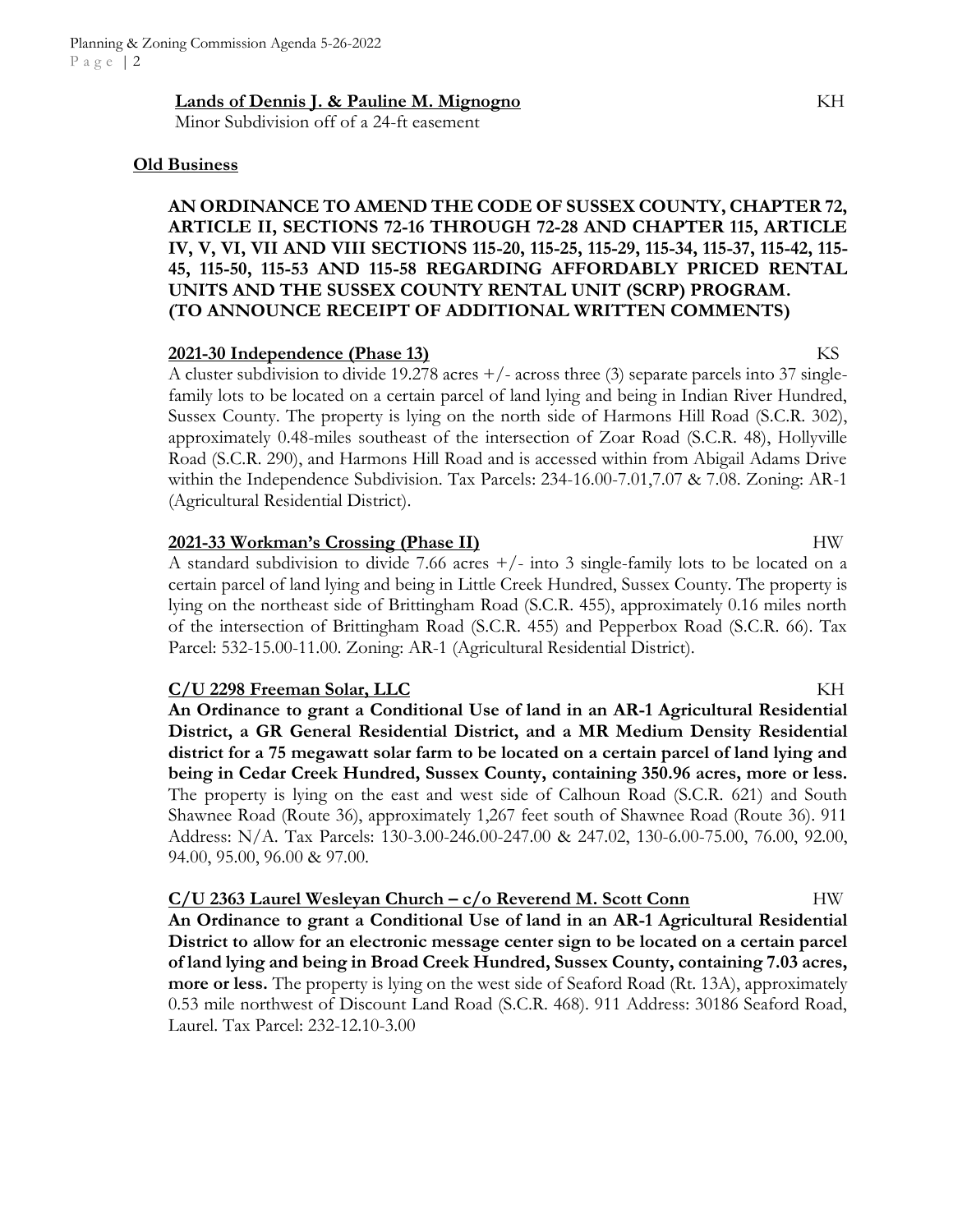**Lands of Dennis J. & Pauline M. Mignogno** KH

Minor Subdivision off of a 24-ft easement

**Old Business**

**AN ORDINANCE TO AMEND THE CODE OF SUSSEX COUNTY, CHAPTER 72, ARTICLE II, SECTIONS 72-16 THROUGH 72-28 AND CHAPTER 115, ARTICLE IV, V, VI, VII AND VIII SECTIONS 115-20, 115-25, 115-29, 115-34, 115-37, 115-42, 115-45, 115-50, 115-53 AND 115-58 REGARDING AFFORDABLY PRICED RENTAL UNITS AND THE SUSSEX COUNTY RENTAL UNIT (SCRP) PROGRAM. (TO ANNOUNCE RECEIPT OF ADDITIONAL WRITTEN COMMENTS)**

**2021-30 Independence (Phase 13)** KS

A cluster subdivision to divide 19.278 acres +/- across three (3) separate parcels into 37 single-family lots to be located on a certain parcel of land lying and being in Indian River Hundred, Sussex County. The property is lying on the north side of Harmons Hill Road (S.C.R. 302), approximately 0.48-miles southeast of the intersection of Zoar Road (S.C.R. 48), Hollyville Road (S.C.R. 290), and Harmons Hill Road and is accessed within from Abigail Adams Drive within the Independence Subdivision. Tax Parcels: 234-16.00-7.01,7.07 & 7.08. Zoning: AR-1 (Agricultural Residential District).

**2021-33 Workman's Crossing (Phase II)** HW

A standard subdivision to divide 7.66 acres +/- into 3 single-family lots to be located on a certain parcel of land lying and being in Little Creek Hundred, Sussex County. The property is lying on the northeast side of Brittingham Road (S.C.R. 455), approximately 0.16 miles north of the intersection of Brittingham Road (S.C.R. 455) and Pepperbox Road (S.C.R. 66). Tax Parcel: 532-15.00-11.00. Zoning: AR-1 (Agricultural Residential District).

**C/U 2298 Freeman Solar, LLC** KH

**An Ordinance to grant a Conditional Use of land in an AR-1 Agricultural Residential District, a GR General Residential District, and a MR Medium Density Residential district for a 75 megawatt solar farm to be located on a certain parcel of land lying and being in Cedar Creek Hundred, Sussex County, containing 350.96 acres, more or less.** The property is lying on the east and west side of Calhoun Road (S.C.R. 621) and South Shawnee Road (Route 36), approximately 1,267 feet south of Shawnee Road (Route 36). 911 Address: N/A. Tax Parcels: 130-3.00-246.00-247.00 & 247.02, 130-6.00-75.00, 76.00, 92.00, 94.00, 95.00, 96.00 & 97.00.

**C/U 2363 Laurel Wesleyan Church – c/o Reverend M. Scott Conn** HW

**An Ordinance to grant a Conditional Use of land in an AR-1 Agricultural Residential District to allow for an electronic message center sign to be located on a certain parcel of land lying and being in Broad Creek Hundred, Sussex County, containing 7.03 acres, more or less.** The property is lying on the west side of Seaford Road (Rt. 13A), approximately 0.53 mile northwest of Discount Land Road (S.C.R. 468). 911 Address: 30186 Seaford Road, Laurel. Tax Parcel: 232-12.10-3.00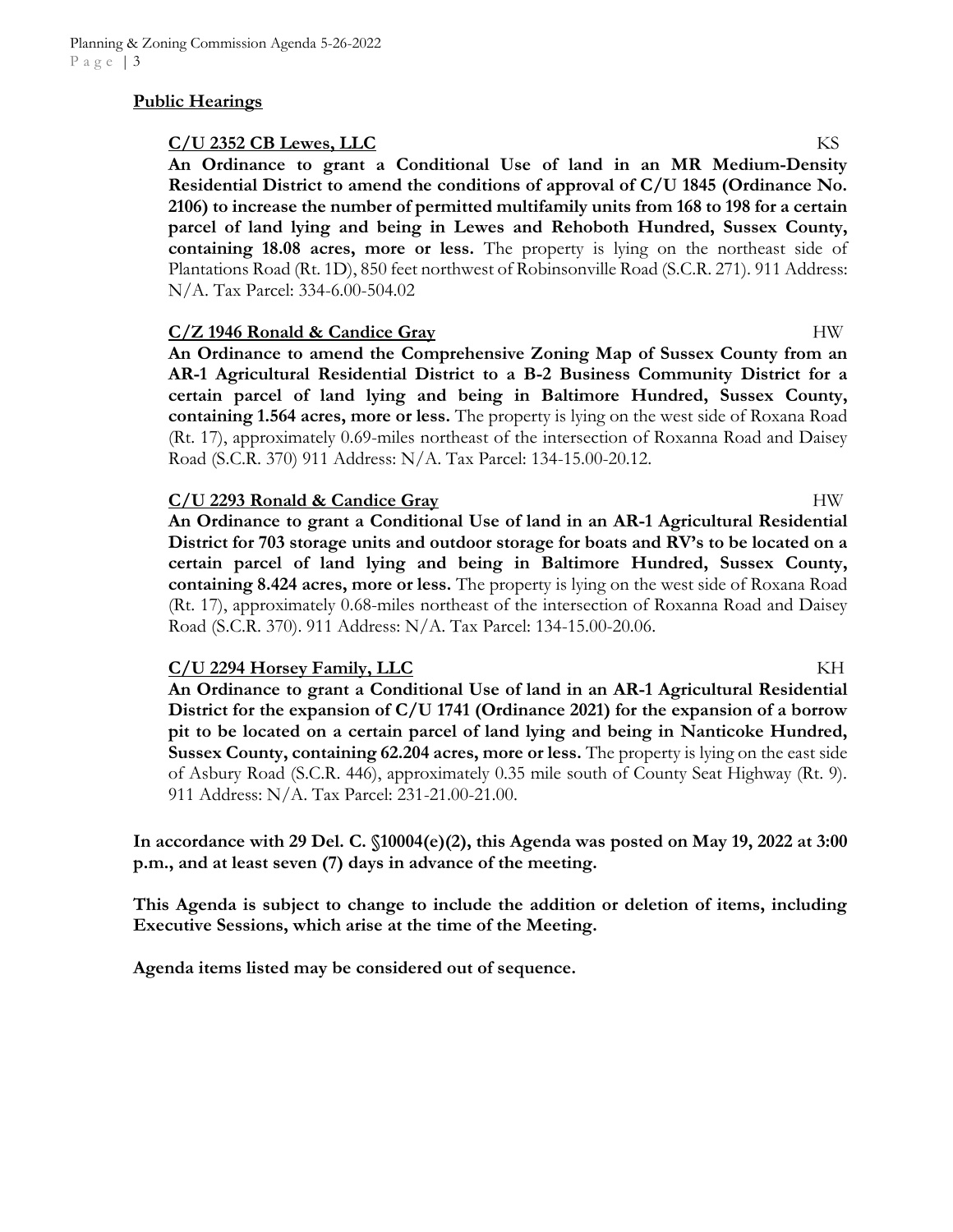## Public Hearings

**C/U 2352 CB Lewes, LLC** KS

**An Ordinance to grant a Conditional Use of land in an MR Medium-Density Residential District to amend the conditions of approval of C/U 1845 (Ordinance No. 2106) to increase the number of permitted multifamily units from 168 to 198 for a certain parcel of land lying and being in Lewes and Rehoboth Hundred, Sussex County, containing 18.08 acres, more or less.** The property is lying on the northeast side of Plantations Road (Rt. 1D), 850 feet northwest of Robinsonville Road (S.C.R. 271). 911 Address: N/A. Tax Parcel: 334-6.00-504.02

**C/Z 1946 Ronald & Candice Gray** HW

**An Ordinance to amend the Comprehensive Zoning Map of Sussex County from an AR-1 Agricultural Residential District to a B-2 Business Community District for a certain parcel of land lying and being in Baltimore Hundred, Sussex County, containing 1.564 acres, more or less.** The property is lying on the west side of Roxana Road (Rt. 17), approximately 0.69-miles northeast of the intersection of Roxanna Road and Daisey Road (S.C.R. 370) 911 Address: N/A. Tax Parcel: 134-15.00-20.12.

**C/U 2293 Ronald & Candice Gray** HW

**An Ordinance to grant a Conditional Use of land in an AR-1 Agricultural Residential District for 703 storage units and outdoor storage for boats and RV's to be located on a certain parcel of land lying and being in Baltimore Hundred, Sussex County, containing 8.424 acres, more or less.** The property is lying on the west side of Roxana Road (Rt. 17), approximately 0.68-miles northeast of the intersection of Roxanna Road and Daisey Road (S.C.R. 370). 911 Address: N/A. Tax Parcel: 134-15.00-20.06.

**C/U 2294 Horsey Family, LLC** KH

**An Ordinance to grant a Conditional Use of land in an AR-1 Agricultural Residential District for the expansion of C/U 1741 (Ordinance 2021) for the expansion of a borrow pit to be located on a certain parcel of land lying and being in Nanticoke Hundred, Sussex County, containing 62.204 acres, more or less.** The property is lying on the east side of Asbury Road (S.C.R. 446), approximately 0.35 mile south of County Seat Highway (Rt. 9). 911 Address: N/A. Tax Parcel: 231-21.00-21.00.

**In accordance with 29 Del. C. §10004(e)(2), this Agenda was posted on May 19, 2022 at 3:00 p.m., and at least seven (7) days in advance of the meeting.**

**This Agenda is subject to change to include the addition or deletion of items, including Executive Sessions, which arise at the time of the Meeting.**

**Agenda items listed may be considered out of sequence.**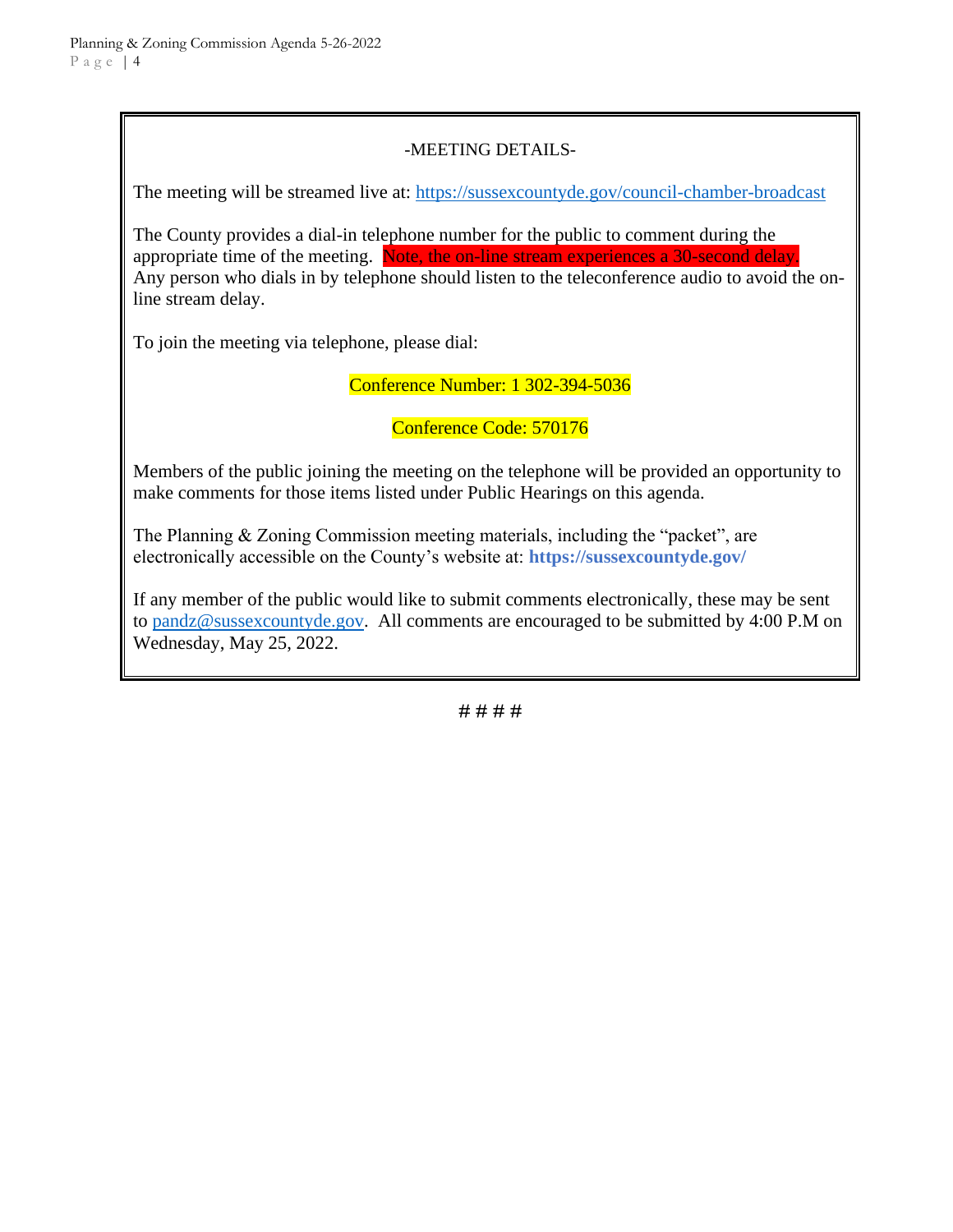## -MEETING DETAILS-

The meeting will be streamed live at: https://sussexcountyde.gov/council-chamber-broadcast

The County provides a dial-in telephone number for the public to comment during the appropriate time of the meeting. Note, the on-line stream experiences a 30-second delay. Any person who dials in by telephone should listen to the teleconference audio to avoid the on-line stream delay.

To join the meeting via telephone, please dial:

Conference Number: 1 302-394-5036

Conference Code: 570176

Members of the public joining the meeting on the telephone will be provided an opportunity to make comments for those items listed under Public Hearings on this agenda.

The Planning & Zoning Commission meeting materials, including the "packet", are electronically accessible on the County's website at: **https://sussexcountyde.gov/**

If any member of the public would like to submit comments electronically, these may be sent to pandz@sussexcountyde.gov. All comments are encouraged to be submitted by 4:00 P.M on Wednesday, May 25, 2022.

# # # #